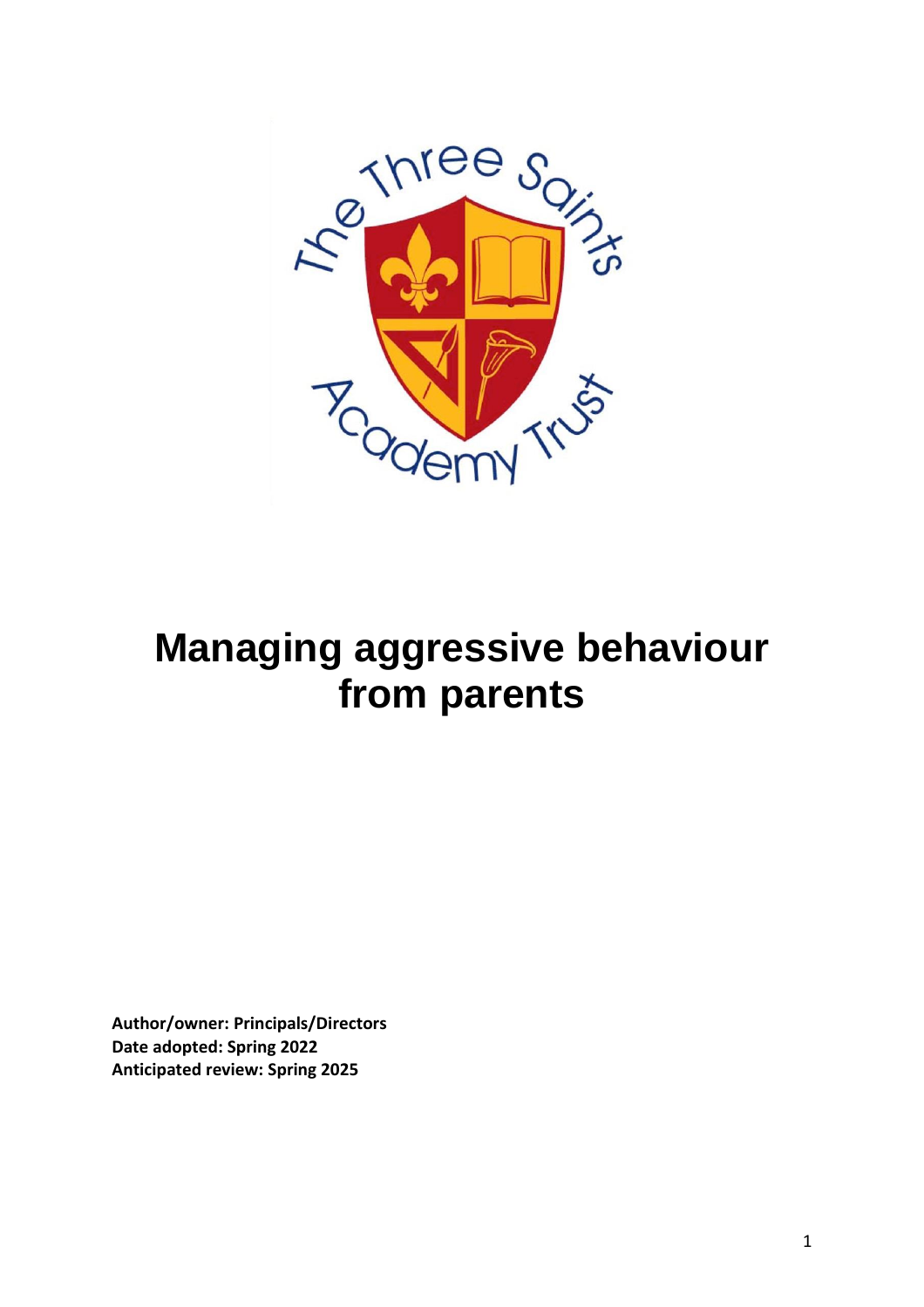# Managing aggressive behaviour from parents

**Author/owner: Principals/Directors**
**Date adopted: Spring 2022**
**Anticipated review: Spring 2025**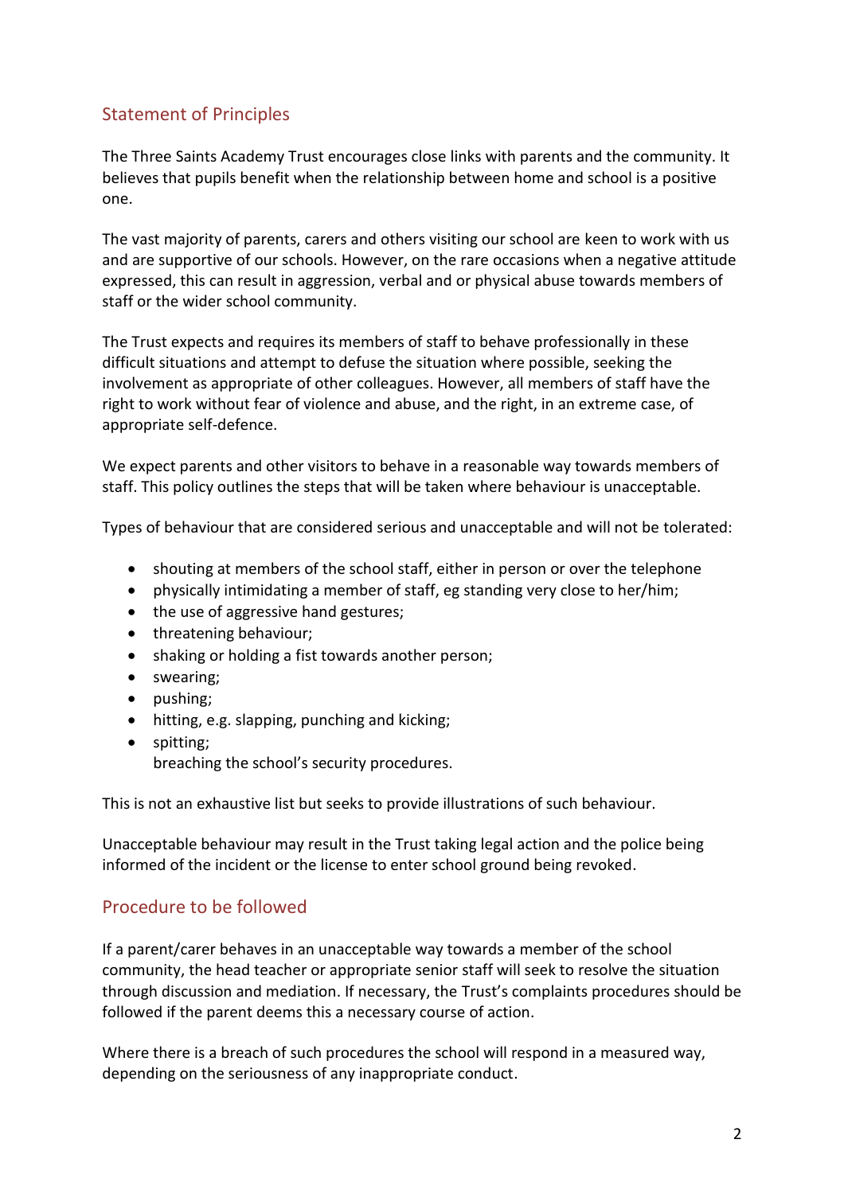## Statement of Principles

The Three Saints Academy Trust encourages close links with parents and the community. It believes that pupils benefit when the relationship between home and school is a positive one.

The vast majority of parents, carers and others visiting our school are keen to work with us and are supportive of our schools. However, on the rare occasions when a negative attitude expressed, this can result in aggression, verbal and or physical abuse towards members of staff or the wider school community.

The Trust expects and requires its members of staff to behave professionally in these difficult situations and attempt to defuse the situation where possible, seeking the involvement as appropriate of other colleagues. However, all members of staff have the right to work without fear of violence and abuse, and the right, in an extreme case, of appropriate self-defence.

We expect parents and other visitors to behave in a reasonable way towards members of staff. This policy outlines the steps that will be taken where behaviour is unacceptable.

Types of behaviour that are considered serious and unacceptable and will not be tolerated:

- shouting at members of the school staff, either in person or over the telephone
- physically intimidating a member of staff, eg standing very close to her/him;
- the use of aggressive hand gestures;
- threatening behaviour;
- shaking or holding a fist towards another person;
- swearing;
- pushing;
- hitting, e.g. slapping, punching and kicking;
- spitting;
  breaching the school's security procedures.

This is not an exhaustive list but seeks to provide illustrations of such behaviour.

Unacceptable behaviour may result in the Trust taking legal action and the police being informed of the incident or the license to enter school ground being revoked.

## Procedure to be followed

If a parent/carer behaves in an unacceptable way towards a member of the school community, the head teacher or appropriate senior staff will seek to resolve the situation through discussion and mediation. If necessary, the Trust's complaints procedures should be followed if the parent deems this a necessary course of action.

Where there is a breach of such procedures the school will respond in a measured way, depending on the seriousness of any inappropriate conduct.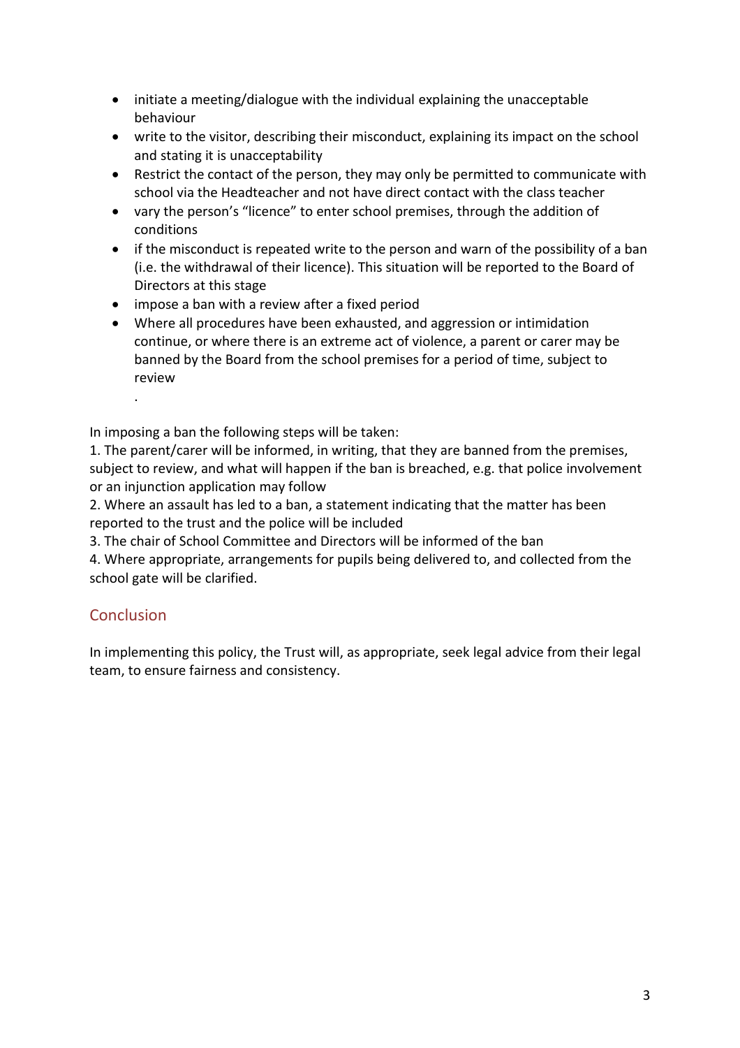- initiate a meeting/dialogue with the individual explaining the unacceptable behaviour
- write to the visitor, describing their misconduct, explaining its impact on the school and stating it is unacceptability
- Restrict the contact of the person, they may only be permitted to communicate with school via the Headteacher and not have direct contact with the class teacher
- vary the person's "licence" to enter school premises, through the addition of conditions
- if the misconduct is repeated write to the person and warn of the possibility of a ban (i.e. the withdrawal of their licence). This situation will be reported to the Board of Directors at this stage
- impose a ban with a review after a fixed period
- Where all procedures have been exhausted, and aggression or intimidation continue, or where there is an extreme act of violence, a parent or carer may be banned by the Board from the school premises for a period of time, subject to review

In imposing a ban the following steps will be taken:

1. The parent/carer will be informed, in writing, that they are banned from the premises, subject to review, and what will happen if the ban is breached, e.g. that police involvement or an injunction application may follow
2. Where an assault has led to a ban, a statement indicating that the matter has been reported to the trust and the police will be included
3. The chair of School Committee and Directors will be informed of the ban
4. Where appropriate, arrangements for pupils being delivered to, and collected from the school gate will be clarified.

## Conclusion

In implementing this policy, the Trust will, as appropriate, seek legal advice from their legal team, to ensure fairness and consistency.